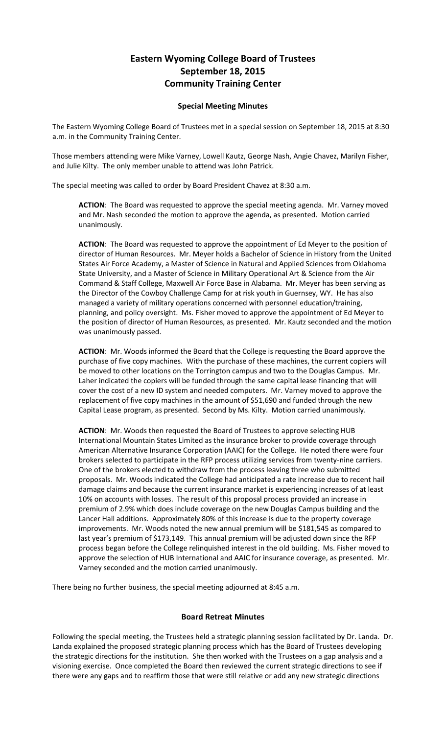# Eastern Wyoming College Board of Trustees
# September 18, 2015
# Community Training Center

## Special Meeting Minutes

The Eastern Wyoming College Board of Trustees met in a special session on September 18, 2015 at 8:30 a.m. in the Community Training Center.

Those members attending were Mike Varney, Lowell Kautz, George Nash, Angie Chavez, Marilyn Fisher, and Julie Kilty. The only member unable to attend was John Patrick.

The special meeting was called to order by Board President Chavez at 8:30 a.m.

**ACTION**: The Board was requested to approve the special meeting agenda. Mr. Varney moved and Mr. Nash seconded the motion to approve the agenda, as presented. Motion carried unanimously.

**ACTION**: The Board was requested to approve the appointment of Ed Meyer to the position of director of Human Resources. Mr. Meyer holds a Bachelor of Science in History from the United States Air Force Academy, a Master of Science in Natural and Applied Sciences from Oklahoma State University, and a Master of Science in Military Operational Art & Science from the Air Command & Staff College, Maxwell Air Force Base in Alabama. Mr. Meyer has been serving as the Director of the Cowboy Challenge Camp for at risk youth in Guernsey, WY. He has also managed a variety of military operations concerned with personnel education/training, planning, and policy oversight. Ms. Fisher moved to approve the appointment of Ed Meyer to the position of director of Human Resources, as presented. Mr. Kautz seconded and the motion was unanimously passed.

**ACTION**: Mr. Woods informed the Board that the College is requesting the Board approve the purchase of five copy machines. With the purchase of these machines, the current copiers will be moved to other locations on the Torrington campus and two to the Douglas Campus. Mr. Laher indicated the copiers will be funded through the same capital lease financing that will cover the cost of a new ID system and needed computers. Mr. Varney moved to approve the replacement of five copy machines in the amount of $51,690 and funded through the new Capital Lease program, as presented. Second by Ms. Kilty. Motion carried unanimously.

**ACTION**: Mr. Woods then requested the Board of Trustees to approve selecting HUB International Mountain States Limited as the insurance broker to provide coverage through American Alternative Insurance Corporation (AAIC) for the College. He noted there were four brokers selected to participate in the RFP process utilizing services from twenty-nine carriers. One of the brokers elected to withdraw from the process leaving three who submitted proposals. Mr. Woods indicated the College had anticipated a rate increase due to recent hail damage claims and because the current insurance market is experiencing increases of at least 10% on accounts with losses. The result of this proposal process provided an increase in premium of 2.9% which does include coverage on the new Douglas Campus building and the Lancer Hall additions. Approximately 80% of this increase is due to the property coverage improvements. Mr. Woods noted the new annual premium will be $181,545 as compared to last year's premium of $173,149. This annual premium will be adjusted down since the RFP process began before the College relinquished interest in the old building. Ms. Fisher moved to approve the selection of HUB International and AAIC for insurance coverage, as presented. Mr. Varney seconded and the motion carried unanimously.

There being no further business, the special meeting adjourned at 8:45 a.m.

## Board Retreat Minutes

Following the special meeting, the Trustees held a strategic planning session facilitated by Dr. Landa. Dr. Landa explained the proposed strategic planning process which has the Board of Trustees developing the strategic directions for the institution. She then worked with the Trustees on a gap analysis and a visioning exercise. Once completed the Board then reviewed the current strategic directions to see if there were any gaps and to reaffirm those that were still relative or add any new strategic directions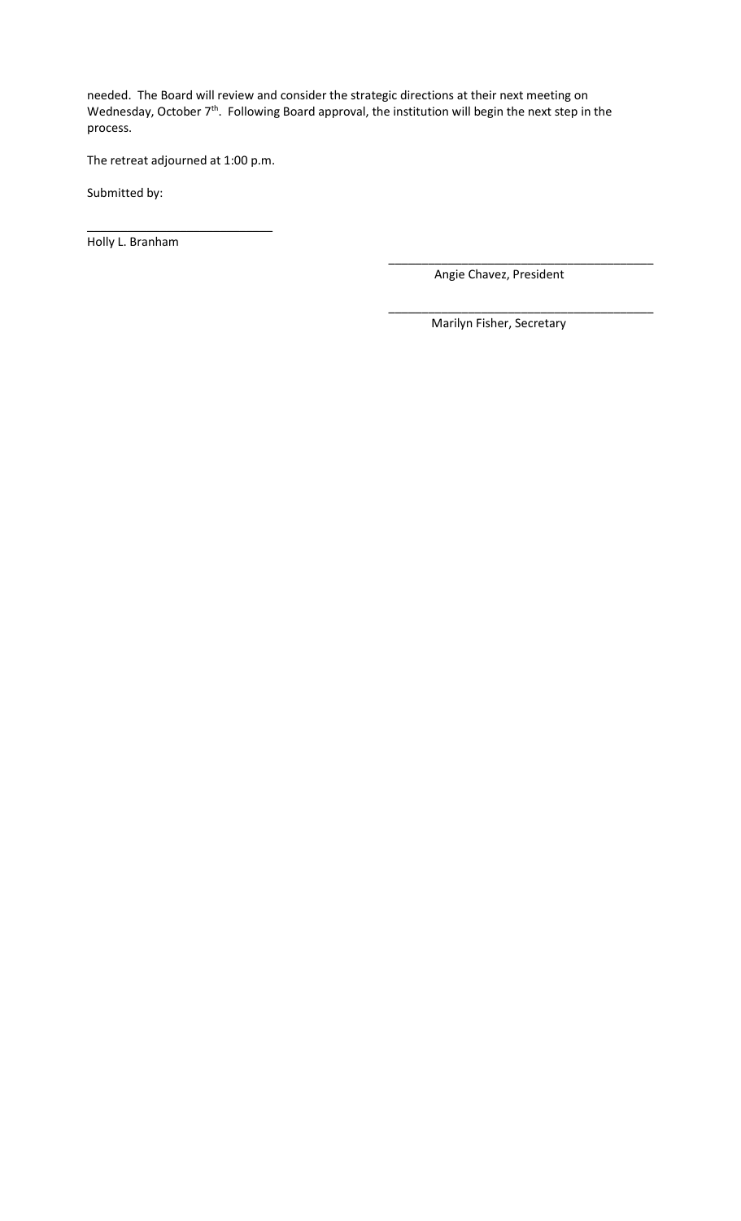needed. The Board will review and consider the strategic directions at their next meeting on Wednesday, October 7th. Following Board approval, the institution will begin the next step in the process.

The retreat adjourned at 1:00 p.m.

Submitted by:

\_\_\_\_\_\_\_\_\_\_\_\_\_\_\_\_\_\_\_\_\_\_\_\_\_\_\_\_\_\_
Holly L. Branham

\_\_\_\_\_\_\_\_\_\_\_\_\_\_\_\_\_\_\_\_\_\_\_\_\_\_\_\_\_\_\_\_\_\_\_\_\_\_\_\_\_\_
Angie Chavez, President

\_\_\_\_\_\_\_\_\_\_\_\_\_\_\_\_\_\_\_\_\_\_\_\_\_\_\_\_\_\_\_\_\_\_\_\_\_\_\_\_\_\_
Marilyn Fisher, Secretary